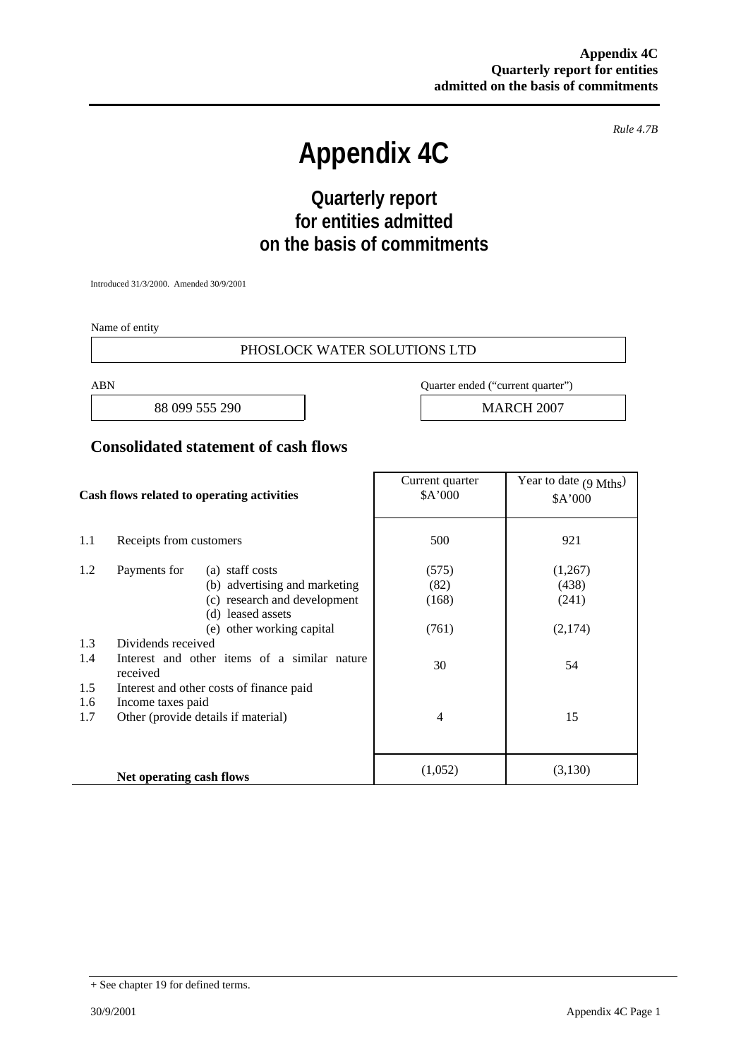*Rule 4.7B*

# Appendix 4C

## Quarterly report for entities admitted on the basis of commitments

Introduced 31/3/2000. Amended 30/9/2001

Name of entity

PHOSLOCK WATER SOLUTIONS LTD

| ABN | Quarter ended ("current quarter") |
|---|---|
| 88 099 555 290 | MARCH 2007 |

## Consolidated statement of cash flows

| | Cash flows related to operating activities | Current quarter $A'000 | Year to date (9 Mths) $A'000 |
|---|---|---|---|
| 1.1 | Receipts from customers | 500 | 921 |
| 1.2 | Payments for (a) staff costs | (575) | (1,267) |
| | (b) advertising and marketing | (82) | (438) |
| | (c) research and development | (168) | (241) |
| | (d) leased assets | | |
| | (e) other working capital | (761) | (2,174) |
| 1.3 | Dividends received | | |
| 1.4 | Interest and other items of a similar nature received | 30 | 54 |
| 1.5 | Interest and other costs of finance paid | | |
| 1.6 | Income taxes paid | | |
| 1.7 | Other (provide details if material) | 4 | 15 |
| | **Net operating cash flows** | (1,052) | (3,130) |

+ See chapter 19 for defined terms.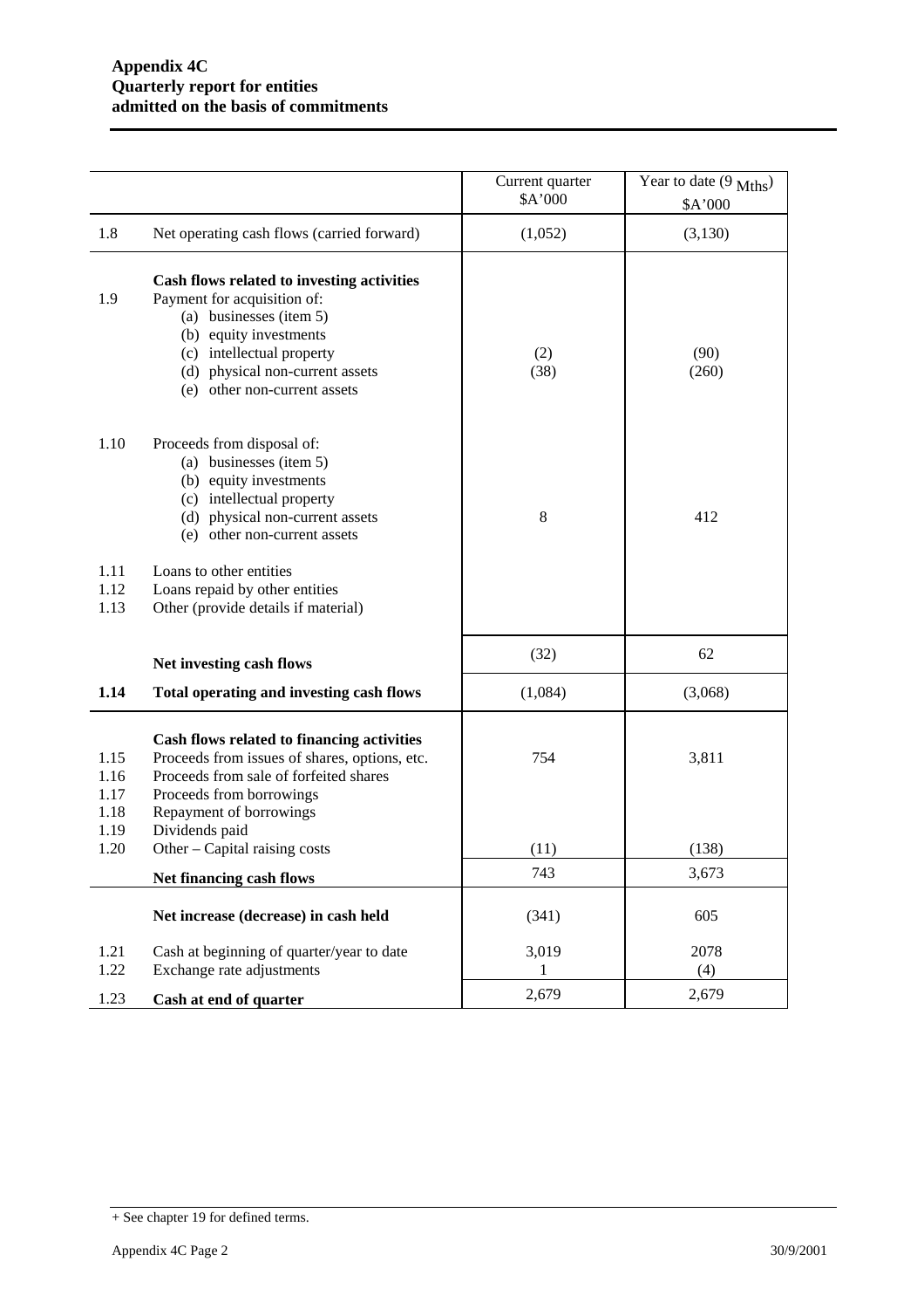**Appendix 4C**
**Quarterly report for entities**
**admitted on the basis of commitments**

| | | Current quarter $A'000 | Year to date (9 Mths) $A'000 |
|---|---|---|---|
| 1.8 | Net operating cash flows (carried forward) | (1,052) | (3,130) |
| | **Cash flows related to investing activities** | | |
| 1.9 | Payment for acquisition of: | | |
| | (a) businesses (item 5) | | |
| | (b) equity investments | | |
| | (c) intellectual property | (2) | (90) |
| | (d) physical non-current assets | (38) | (260) |
| | (e) other non-current assets | | |
| 1.10 | Proceeds from disposal of: | | |
| | (a) businesses (item 5) | | |
| | (b) equity investments | | |
| | (c) intellectual property | | |
| | (d) physical non-current assets | 8 | 412 |
| | (e) other non-current assets | | |
| 1.11 | Loans to other entities | | |
| 1.12 | Loans repaid by other entities | | |
| 1.13 | Other (provide details if material) | | |
| | **Net investing cash flows** | (32) | 62 |
| **1.14** | **Total operating and investing cash flows** | (1,084) | (3,068) |
| | **Cash flows related to financing activities** | | |
| 1.15 | Proceeds from issues of shares, options, etc. | 754 | 3,811 |
| 1.16 | Proceeds from sale of forfeited shares | | |
| 1.17 | Proceeds from borrowings | | |
| 1.18 | Repayment of borrowings | | |
| 1.19 | Dividends paid | | |
| 1.20 | Other – Capital raising costs | (11) | (138) |
| | **Net financing cash flows** | 743 | 3,673 |
| | **Net increase (decrease) in cash held** | (341) | 605 |
| 1.21 | Cash at beginning of quarter/year to date | 3,019 | 2078 |
| 1.22 | Exchange rate adjustments | 1 | (4) |
| 1.23 | **Cash at end of quarter** | 2,679 | 2,679 |

+ See chapter 19 for defined terms.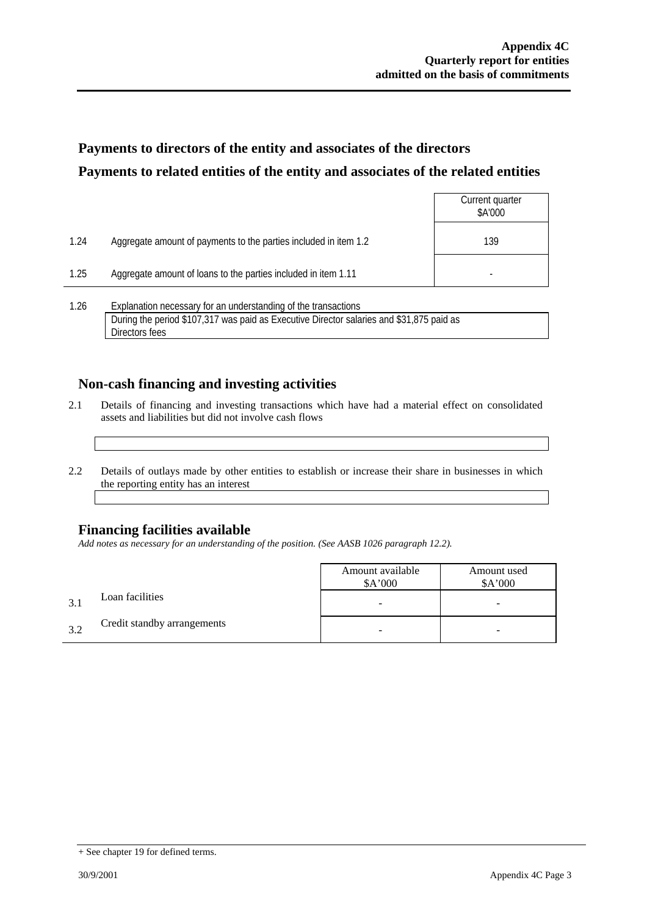## Payments to directors of the entity and associates of the directors

## Payments to related entities of the entity and associates of the related entities

| | | Current quarter $A'000 |
|---|---|---|
| 1.24 | Aggregate amount of payments to the parties included in item 1.2 | 139 |
| 1.25 | Aggregate amount of loans to the parties included in item 1.11 | - |

1.26 Explanation necessary for an understanding of the transactions

During the period $107,317 was paid as Executive Director salaries and $31,875 paid as Directors fees

## Non-cash financing and investing activities

2.1 Details of financing and investing transactions which have had a material effect on consolidated assets and liabilities but did not involve cash flows

2.2 Details of outlays made by other entities to establish or increase their share in businesses in which the reporting entity has an interest

## Financing facilities available

*Add notes as necessary for an understanding of the position. (See AASB 1026 paragraph 12.2).*

| | | Amount available $A'000 | Amount used $A'000 |
|---|---|---|---|
| 3.1 | Loan facilities | - | - |
| 3.2 | Credit standby arrangements | - | - |

+ See chapter 19 for defined terms.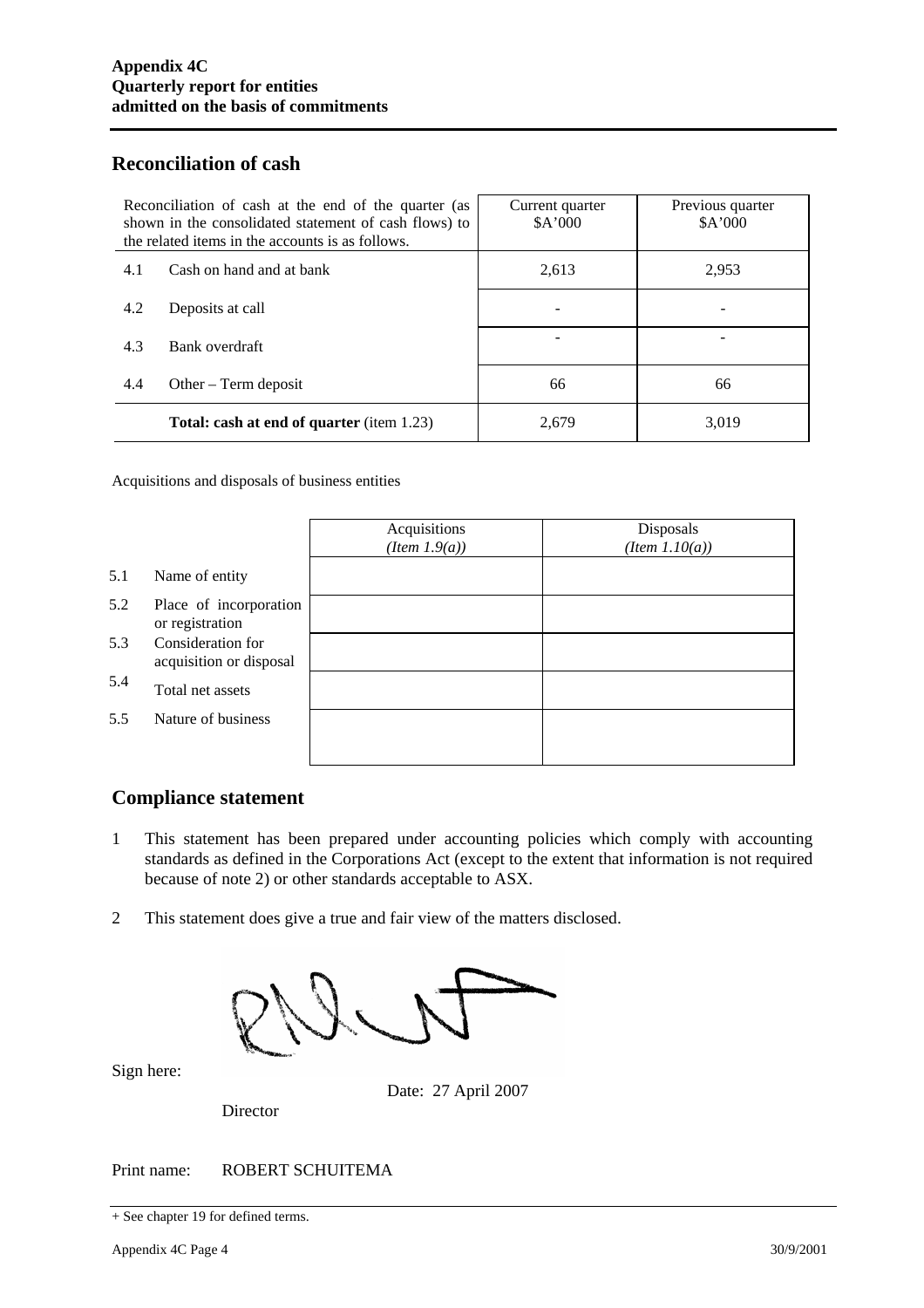**Appendix 4C**
**Quarterly report for entities admitted on the basis of commitments**

## Reconciliation of cash

| Reconciliation of cash at the end of the quarter (as shown in the consolidated statement of cash flows) to the related items in the accounts is as follows. | | Current quarter $A'000 | Previous quarter $A'000 |
|---|---|---|---|
| 4.1 | Cash on hand and at bank | 2,613 | 2,953 |
| 4.2 | Deposits at call | - | - |
| 4.3 | Bank overdraft | - | - |
| 4.4 | Other – Term deposit | 66 | 66 |
| | **Total: cash at end of quarter** (item 1.23) | 2,679 | 3,019 |

Acquisitions and disposals of business entities

| | | Acquisitions *(Item 1.9(a))* | Disposals *(Item 1.10(a))* |
|---|---|---|---|
| 5.1 | Name of entity | | |
| 5.2 | Place of incorporation or registration | | |
| 5.3 | Consideration for acquisition or disposal | | |
| 5.4 | Total net assets | | |
| 5.5 | Nature of business | | |

## Compliance statement

1 This statement has been prepared under accounting policies which comply with accounting standards as defined in the Corporations Act (except to the extent that information is not required because of note 2) or other standards acceptable to ASX.

2 This statement does give a true and fair view of the matters disclosed.

Sign here:

Director

Date: 27 April 2007

Print name: ROBERT SCHUITEMA

+ See chapter 19 for defined terms.